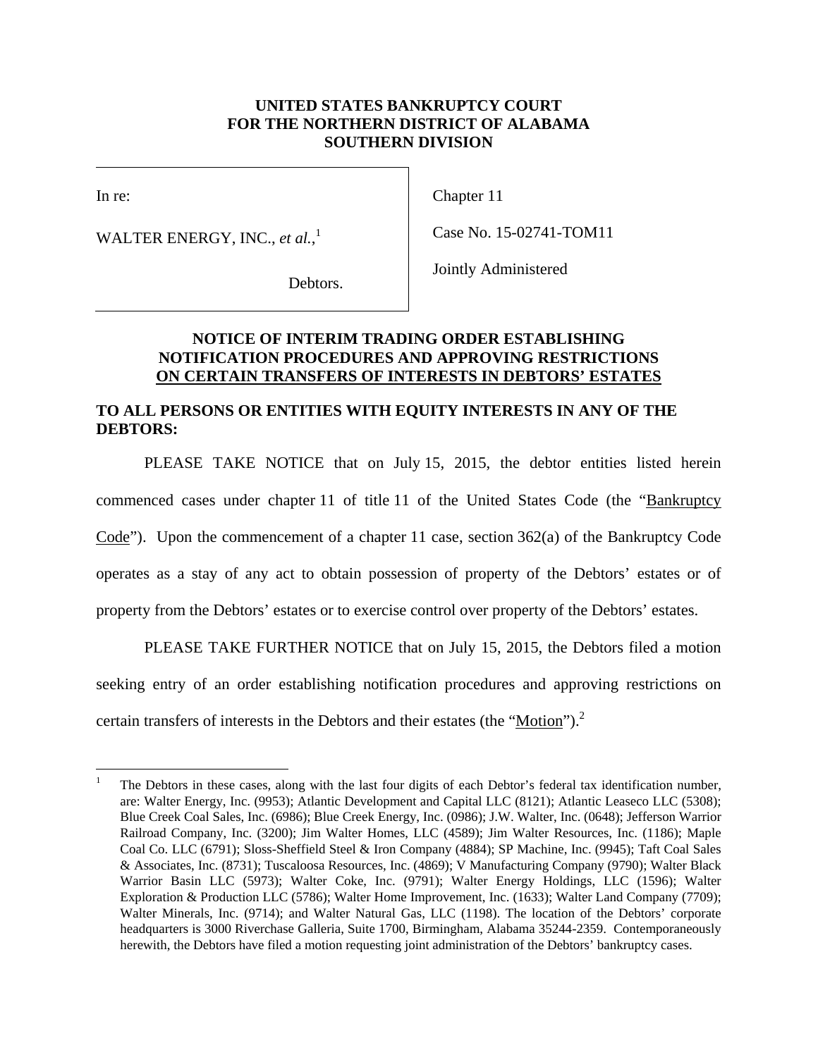**UNITED STATES BANKRUPTCY COURT**
**FOR THE NORTHERN DISTRICT OF ALABAMA**
**SOUTHERN DIVISION**

| | |
|---|---|
| In re:<br><br>WALTER ENERGY, INC., *et al.*,[1]<br><br>Debtors. | Chapter 11<br><br>Case No. 15-02741-TOM11<br><br>Jointly Administered |

**NOTICE OF INTERIM TRADING ORDER ESTABLISHING NOTIFICATION PROCEDURES AND APPROVING RESTRICTIONS ON CERTAIN TRANSFERS OF INTERESTS IN DEBTORS' ESTATES**

**TO ALL PERSONS OR ENTITIES WITH EQUITY INTERESTS IN ANY OF THE DEBTORS:**

PLEASE TAKE NOTICE that on July 15, 2015, the debtor entities listed herein commenced cases under chapter 11 of title 11 of the United States Code (the "Bankruptcy Code"). Upon the commencement of a chapter 11 case, section 362(a) of the Bankruptcy Code operates as a stay of any act to obtain possession of property of the Debtors' estates or of property from the Debtors' estates or to exercise control over property of the Debtors' estates.

PLEASE TAKE FURTHER NOTICE that on July 15, 2015, the Debtors filed a motion seeking entry of an order establishing notification procedures and approving restrictions on certain transfers of interests in the Debtors and their estates (the "Motion").[2]

[1] The Debtors in these cases, along with the last four digits of each Debtor's federal tax identification number, are: Walter Energy, Inc. (9953); Atlantic Development and Capital LLC (8121); Atlantic Leaseco LLC (5308); Blue Creek Coal Sales, Inc. (6986); Blue Creek Energy, Inc. (0986); J.W. Walter, Inc. (0648); Jefferson Warrior Railroad Company, Inc. (3200); Jim Walter Homes, LLC (4589); Jim Walter Resources, Inc. (1186); Maple Coal Co. LLC (6791); Sloss-Sheffield Steel & Iron Company (4884); SP Machine, Inc. (9945); Taft Coal Sales & Associates, Inc. (8731); Tuscaloosa Resources, Inc. (4869); V Manufacturing Company (9790); Walter Black Warrior Basin LLC (5973); Walter Coke, Inc. (9791); Walter Energy Holdings, LLC (1596); Walter Exploration & Production LLC (5786); Walter Home Improvement, Inc. (1633); Walter Land Company (7709); Walter Minerals, Inc. (9714); and Walter Natural Gas, LLC (1198). The location of the Debtors' corporate headquarters is 3000 Riverchase Galleria, Suite 1700, Birmingham, Alabama 35244-2359. Contemporaneously herewith, the Debtors have filed a motion requesting joint administration of the Debtors' bankruptcy cases.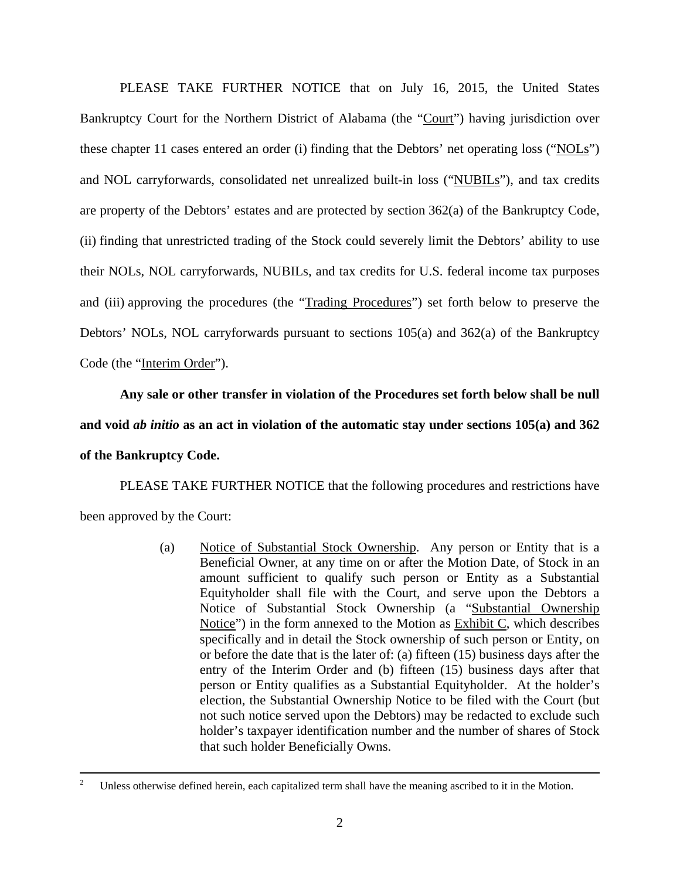PLEASE TAKE FURTHER NOTICE that on July 16, 2015, the United States Bankruptcy Court for the Northern District of Alabama (the "Court") having jurisdiction over these chapter 11 cases entered an order (i) finding that the Debtors' net operating loss ("NOLs") and NOL carryforwards, consolidated net unrealized built-in loss ("NUBILs"), and tax credits are property of the Debtors' estates and are protected by section 362(a) of the Bankruptcy Code, (ii) finding that unrestricted trading of the Stock could severely limit the Debtors' ability to use their NOLs, NOL carryforwards, NUBILs, and tax credits for U.S. federal income tax purposes and (iii) approving the procedures (the "Trading Procedures") set forth below to preserve the Debtors' NOLs, NOL carryforwards pursuant to sections 105(a) and 362(a) of the Bankruptcy Code (the "Interim Order").

**Any sale or other transfer in violation of the Procedures set forth below shall be null and void *ab initio* as an act in violation of the automatic stay under sections 105(a) and 362 of the Bankruptcy Code.**

PLEASE TAKE FURTHER NOTICE that the following procedures and restrictions have been approved by the Court:

(a) Notice of Substantial Stock Ownership. Any person or Entity that is a Beneficial Owner, at any time on or after the Motion Date, of Stock in an amount sufficient to qualify such person or Entity as a Substantial Equityholder shall file with the Court, and serve upon the Debtors a Notice of Substantial Stock Ownership (a "Substantial Ownership Notice") in the form annexed to the Motion as Exhibit C, which describes specifically and in detail the Stock ownership of such person or Entity, on or before the date that is the later of: (a) fifteen (15) business days after the entry of the Interim Order and (b) fifteen (15) business days after that person or Entity qualifies as a Substantial Equityholder. At the holder's election, the Substantial Ownership Notice to be filed with the Court (but not such notice served upon the Debtors) may be redacted to exclude such holder's taxpayer identification number and the number of shares of Stock that such holder Beneficially Owns.

[2] Unless otherwise defined herein, each capitalized term shall have the meaning ascribed to it in the Motion.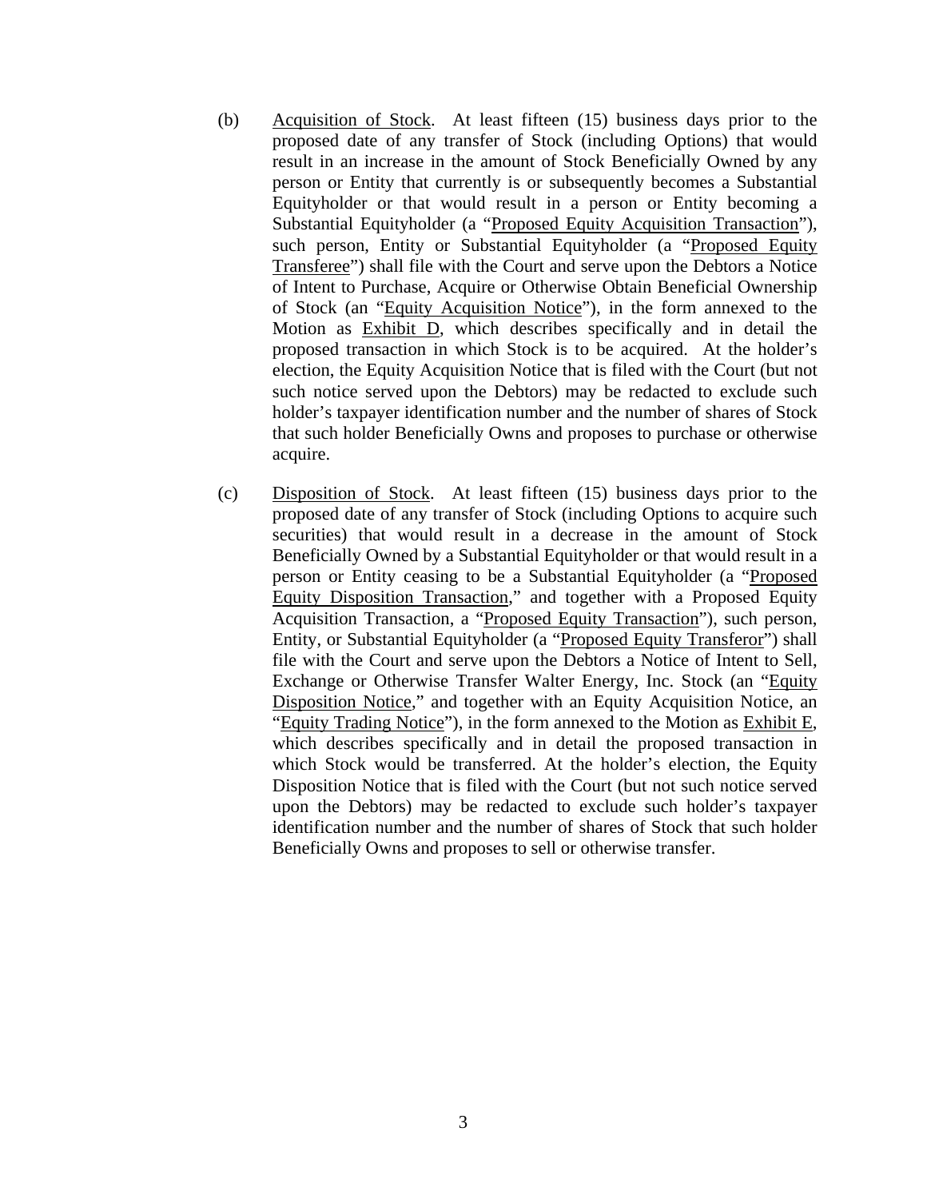(b) Acquisition of Stock. At least fifteen (15) business days prior to the proposed date of any transfer of Stock (including Options) that would result in an increase in the amount of Stock Beneficially Owned by any person or Entity that currently is or subsequently becomes a Substantial Equityholder or that would result in a person or Entity becoming a Substantial Equityholder (a "Proposed Equity Acquisition Transaction"), such person, Entity or Substantial Equityholder (a "Proposed Equity Transferee") shall file with the Court and serve upon the Debtors a Notice of Intent to Purchase, Acquire or Otherwise Obtain Beneficial Ownership of Stock (an "Equity Acquisition Notice"), in the form annexed to the Motion as Exhibit D, which describes specifically and in detail the proposed transaction in which Stock is to be acquired. At the holder's election, the Equity Acquisition Notice that is filed with the Court (but not such notice served upon the Debtors) may be redacted to exclude such holder's taxpayer identification number and the number of shares of Stock that such holder Beneficially Owns and proposes to purchase or otherwise acquire.

(c) Disposition of Stock. At least fifteen (15) business days prior to the proposed date of any transfer of Stock (including Options to acquire such securities) that would result in a decrease in the amount of Stock Beneficially Owned by a Substantial Equityholder or that would result in a person or Entity ceasing to be a Substantial Equityholder (a "Proposed Equity Disposition Transaction," and together with a Proposed Equity Acquisition Transaction, a "Proposed Equity Transaction"), such person, Entity, or Substantial Equityholder (a "Proposed Equity Transferor") shall file with the Court and serve upon the Debtors a Notice of Intent to Sell, Exchange or Otherwise Transfer Walter Energy, Inc. Stock (an "Equity Disposition Notice," and together with an Equity Acquisition Notice, an "Equity Trading Notice"), in the form annexed to the Motion as Exhibit E, which describes specifically and in detail the proposed transaction in which Stock would be transferred. At the holder's election, the Equity Disposition Notice that is filed with the Court (but not such notice served upon the Debtors) may be redacted to exclude such holder's taxpayer identification number and the number of shares of Stock that such holder Beneficially Owns and proposes to sell or otherwise transfer.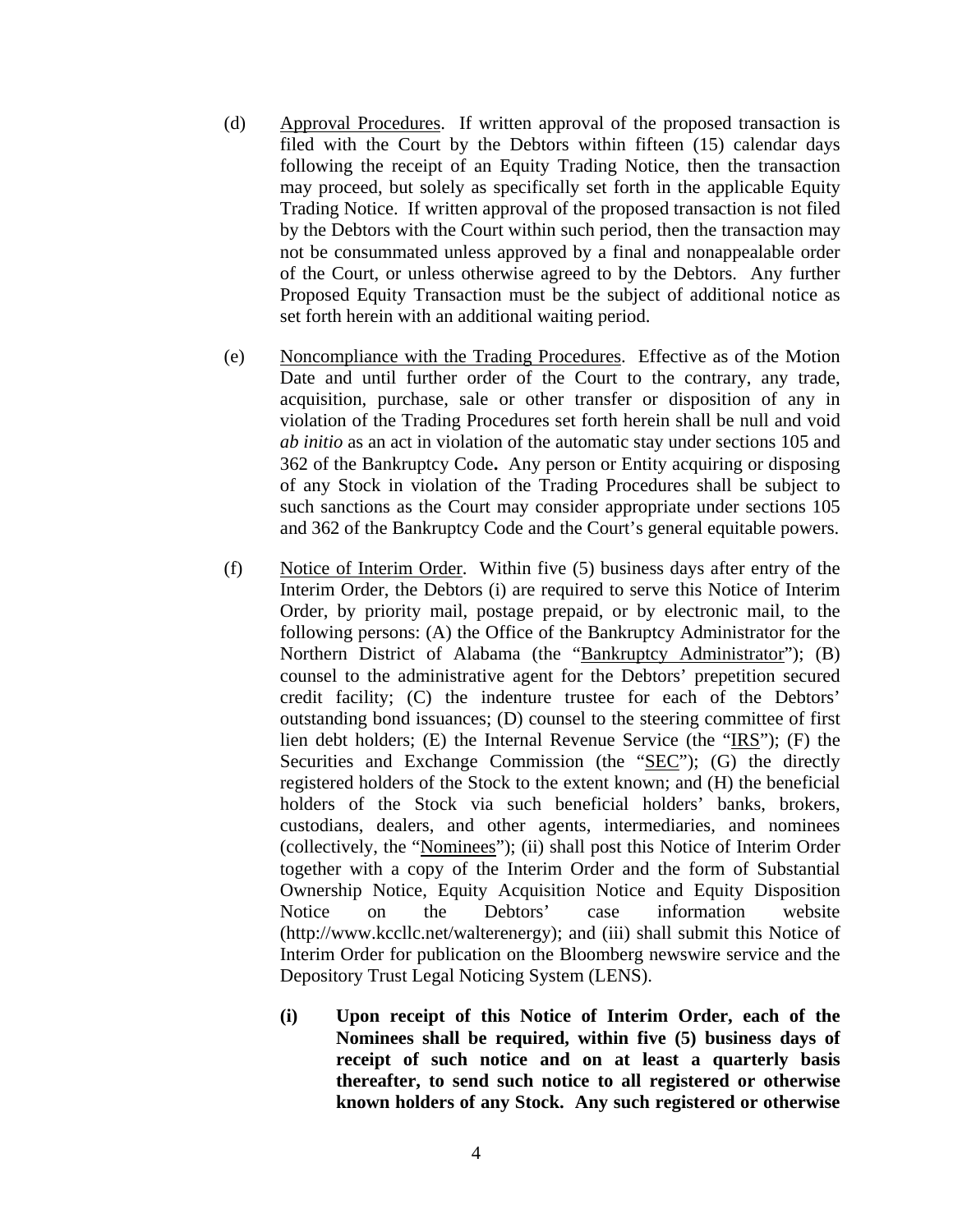(d) Approval Procedures. If written approval of the proposed transaction is filed with the Court by the Debtors within fifteen (15) calendar days following the receipt of an Equity Trading Notice, then the transaction may proceed, but solely as specifically set forth in the applicable Equity Trading Notice. If written approval of the proposed transaction is not filed by the Debtors with the Court within such period, then the transaction may not be consummated unless approved by a final and nonappealable order of the Court, or unless otherwise agreed to by the Debtors. Any further Proposed Equity Transaction must be the subject of additional notice as set forth herein with an additional waiting period.

(e) Noncompliance with the Trading Procedures. Effective as of the Motion Date and until further order of the Court to the contrary, any trade, acquisition, purchase, sale or other transfer or disposition of any in violation of the Trading Procedures set forth herein shall be null and void *ab initio* as an act in violation of the automatic stay under sections 105 and 362 of the Bankruptcy Code**.** Any person or Entity acquiring or disposing of any Stock in violation of the Trading Procedures shall be subject to such sanctions as the Court may consider appropriate under sections 105 and 362 of the Bankruptcy Code and the Court's general equitable powers.

(f) Notice of Interim Order. Within five (5) business days after entry of the Interim Order, the Debtors (i) are required to serve this Notice of Interim Order, by priority mail, postage prepaid, or by electronic mail, to the following persons: (A) the Office of the Bankruptcy Administrator for the Northern District of Alabama (the "Bankruptcy Administrator"); (B) counsel to the administrative agent for the Debtors' prepetition secured credit facility; (C) the indenture trustee for each of the Debtors' outstanding bond issuances; (D) counsel to the steering committee of first lien debt holders; (E) the Internal Revenue Service (the "IRS"); (F) the Securities and Exchange Commission (the "SEC"); (G) the directly registered holders of the Stock to the extent known; and (H) the beneficial holders of the Stock via such beneficial holders' banks, brokers, custodians, dealers, and other agents, intermediaries, and nominees (collectively, the "Nominees"); (ii) shall post this Notice of Interim Order together with a copy of the Interim Order and the form of Substantial Ownership Notice, Equity Acquisition Notice and Equity Disposition Notice on the Debtors' case information website (http://www.kccllc.net/walterenergy); and (iii) shall submit this Notice of Interim Order for publication on the Bloomberg newswire service and the Depository Trust Legal Noticing System (LENS).

**(i) Upon receipt of this Notice of Interim Order, each of the Nominees shall be required, within five (5) business days of receipt of such notice and on at least a quarterly basis thereafter, to send such notice to all registered or otherwise known holders of any Stock. Any such registered or otherwise**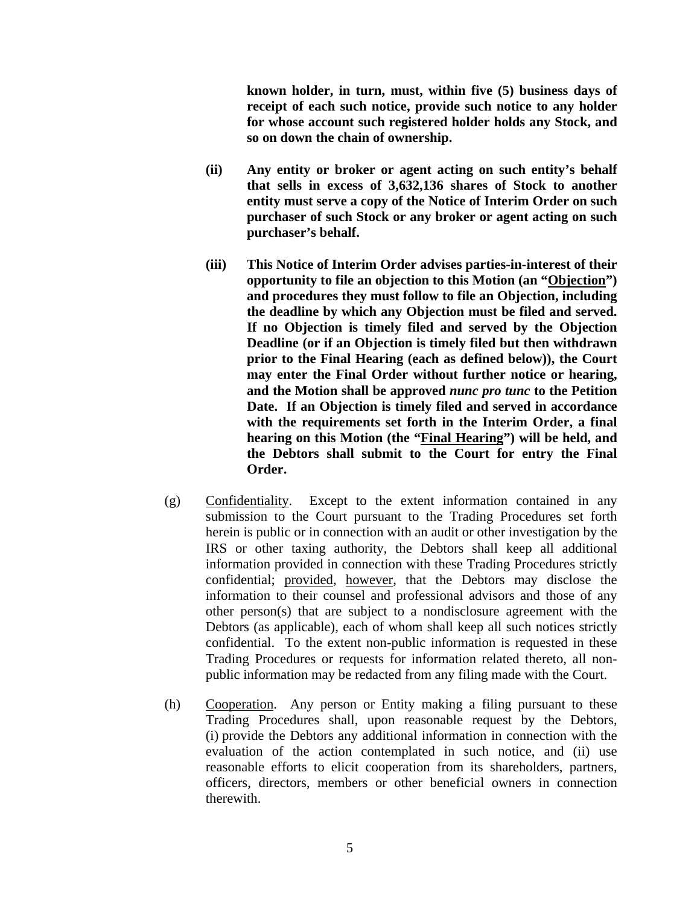**known holder, in turn, must, within five (5) business days of receipt of each such notice, provide such notice to any holder for whose account such registered holder holds any Stock, and so on down the chain of ownership.**

**(ii) Any entity or broker or agent acting on such entity's behalf that sells in excess of 3,632,136 shares of Stock to another entity must serve a copy of the Notice of Interim Order on such purchaser of such Stock or any broker or agent acting on such purchaser's behalf.**

**(iii) This Notice of Interim Order advises parties-in-interest of their opportunity to file an objection to this Motion (an "<u>Objection</u>") and procedures they must follow to file an Objection, including the deadline by which any Objection must be filed and served. If no Objection is timely filed and served by the Objection Deadline (or if an Objection is timely filed but then withdrawn prior to the Final Hearing (each as defined below)), the Court may enter the Final Order without further notice or hearing, and the Motion shall be approved *nunc pro tunc* to the Petition Date. If an Objection is timely filed and served in accordance with the requirements set forth in the Interim Order, a final hearing on this Motion (the "<u>Final Hearing</u>") will be held, and the Debtors shall submit to the Court for entry the Final Order.**

(g) <u>Confidentiality</u>. Except to the extent information contained in any submission to the Court pursuant to the Trading Procedures set forth herein is public or in connection with an audit or other investigation by the IRS or other taxing authority, the Debtors shall keep all additional information provided in connection with these Trading Procedures strictly confidential; <u>provided</u>, <u>however</u>, that the Debtors may disclose the information to their counsel and professional advisors and those of any other person(s) that are subject to a nondisclosure agreement with the Debtors (as applicable), each of whom shall keep all such notices strictly confidential. To the extent non-public information is requested in these Trading Procedures or requests for information related thereto, all non-public information may be redacted from any filing made with the Court.

(h) <u>Cooperation</u>. Any person or Entity making a filing pursuant to these Trading Procedures shall, upon reasonable request by the Debtors, (i) provide the Debtors any additional information in connection with the evaluation of the action contemplated in such notice, and (ii) use reasonable efforts to elicit cooperation from its shareholders, partners, officers, directors, members or other beneficial owners in connection therewith.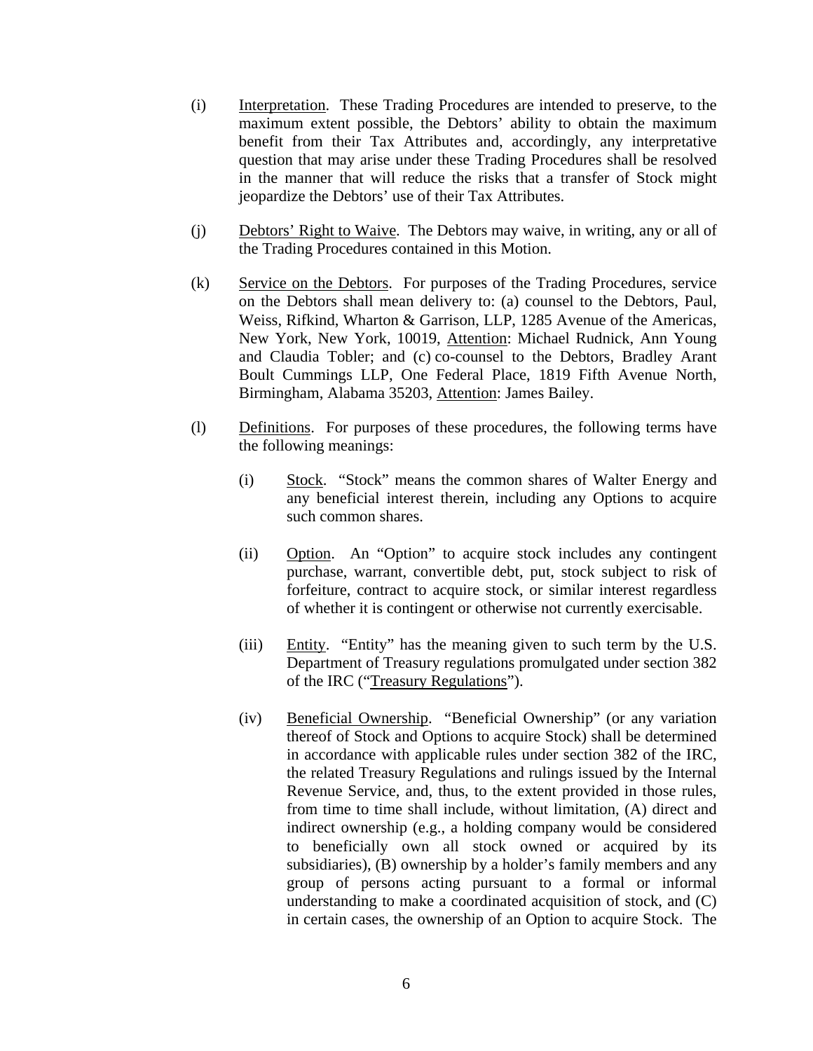(i) Interpretation. These Trading Procedures are intended to preserve, to the maximum extent possible, the Debtors' ability to obtain the maximum benefit from their Tax Attributes and, accordingly, any interpretative question that may arise under these Trading Procedures shall be resolved in the manner that will reduce the risks that a transfer of Stock might jeopardize the Debtors' use of their Tax Attributes.

(j) Debtors' Right to Waive. The Debtors may waive, in writing, any or all of the Trading Procedures contained in this Motion.

(k) Service on the Debtors. For purposes of the Trading Procedures, service on the Debtors shall mean delivery to: (a) counsel to the Debtors, Paul, Weiss, Rifkind, Wharton & Garrison, LLP, 1285 Avenue of the Americas, New York, New York, 10019, Attention: Michael Rudnick, Ann Young and Claudia Tobler; and (c) co-counsel to the Debtors, Bradley Arant Boult Cummings LLP, One Federal Place, 1819 Fifth Avenue North, Birmingham, Alabama 35203, Attention: James Bailey.

(l) Definitions. For purposes of these procedures, the following terms have the following meanings:

(i) Stock. "Stock" means the common shares of Walter Energy and any beneficial interest therein, including any Options to acquire such common shares.

(ii) Option. An "Option" to acquire stock includes any contingent purchase, warrant, convertible debt, put, stock subject to risk of forfeiture, contract to acquire stock, or similar interest regardless of whether it is contingent or otherwise not currently exercisable.

(iii) Entity. "Entity" has the meaning given to such term by the U.S. Department of Treasury regulations promulgated under section 382 of the IRC ("Treasury Regulations").

(iv) Beneficial Ownership. "Beneficial Ownership" (or any variation thereof of Stock and Options to acquire Stock) shall be determined in accordance with applicable rules under section 382 of the IRC, the related Treasury Regulations and rulings issued by the Internal Revenue Service, and, thus, to the extent provided in those rules, from time to time shall include, without limitation, (A) direct and indirect ownership (e.g., a holding company would be considered to beneficially own all stock owned or acquired by its subsidiaries), (B) ownership by a holder's family members and any group of persons acting pursuant to a formal or informal understanding to make a coordinated acquisition of stock, and (C) in certain cases, the ownership of an Option to acquire Stock. The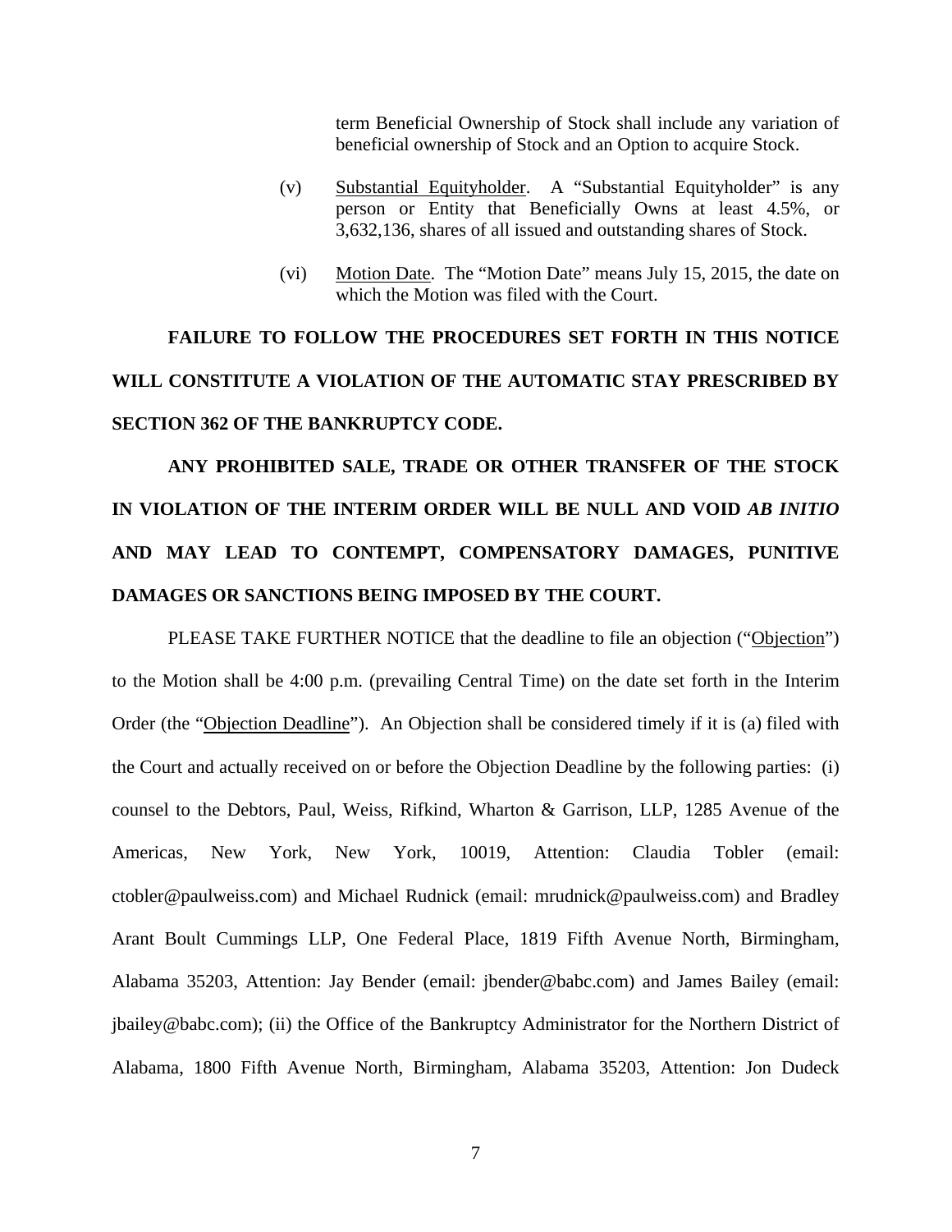term Beneficial Ownership of Stock shall include any variation of beneficial ownership of Stock and an Option to acquire Stock.

(v) Substantial Equityholder. A "Substantial Equityholder" is any person or Entity that Beneficially Owns at least 4.5%, or 3,632,136, shares of all issued and outstanding shares of Stock.

(vi) Motion Date. The "Motion Date" means July 15, 2015, the date on which the Motion was filed with the Court.

**FAILURE TO FOLLOW THE PROCEDURES SET FORTH IN THIS NOTICE WILL CONSTITUTE A VIOLATION OF THE AUTOMATIC STAY PRESCRIBED BY SECTION 362 OF THE BANKRUPTCY CODE.**

**ANY PROHIBITED SALE, TRADE OR OTHER TRANSFER OF THE STOCK IN VIOLATION OF THE INTERIM ORDER WILL BE NULL AND VOID *AB INITIO* AND MAY LEAD TO CONTEMPT, COMPENSATORY DAMAGES, PUNITIVE DAMAGES OR SANCTIONS BEING IMPOSED BY THE COURT.**

PLEASE TAKE FURTHER NOTICE that the deadline to file an objection ("Objection") to the Motion shall be 4:00 p.m. (prevailing Central Time) on the date set forth in the Interim Order (the "Objection Deadline"). An Objection shall be considered timely if it is (a) filed with the Court and actually received on or before the Objection Deadline by the following parties: (i) counsel to the Debtors, Paul, Weiss, Rifkind, Wharton & Garrison, LLP, 1285 Avenue of the Americas, New York, New York, 10019, Attention: Claudia Tobler (email: ctobler@paulweiss.com) and Michael Rudnick (email: mrudnick@paulweiss.com) and Bradley Arant Boult Cummings LLP, One Federal Place, 1819 Fifth Avenue North, Birmingham, Alabama 35203, Attention: Jay Bender (email: jbender@babc.com) and James Bailey (email: jbailey@babc.com); (ii) the Office of the Bankruptcy Administrator for the Northern District of Alabama, 1800 Fifth Avenue North, Birmingham, Alabama 35203, Attention: Jon Dudeck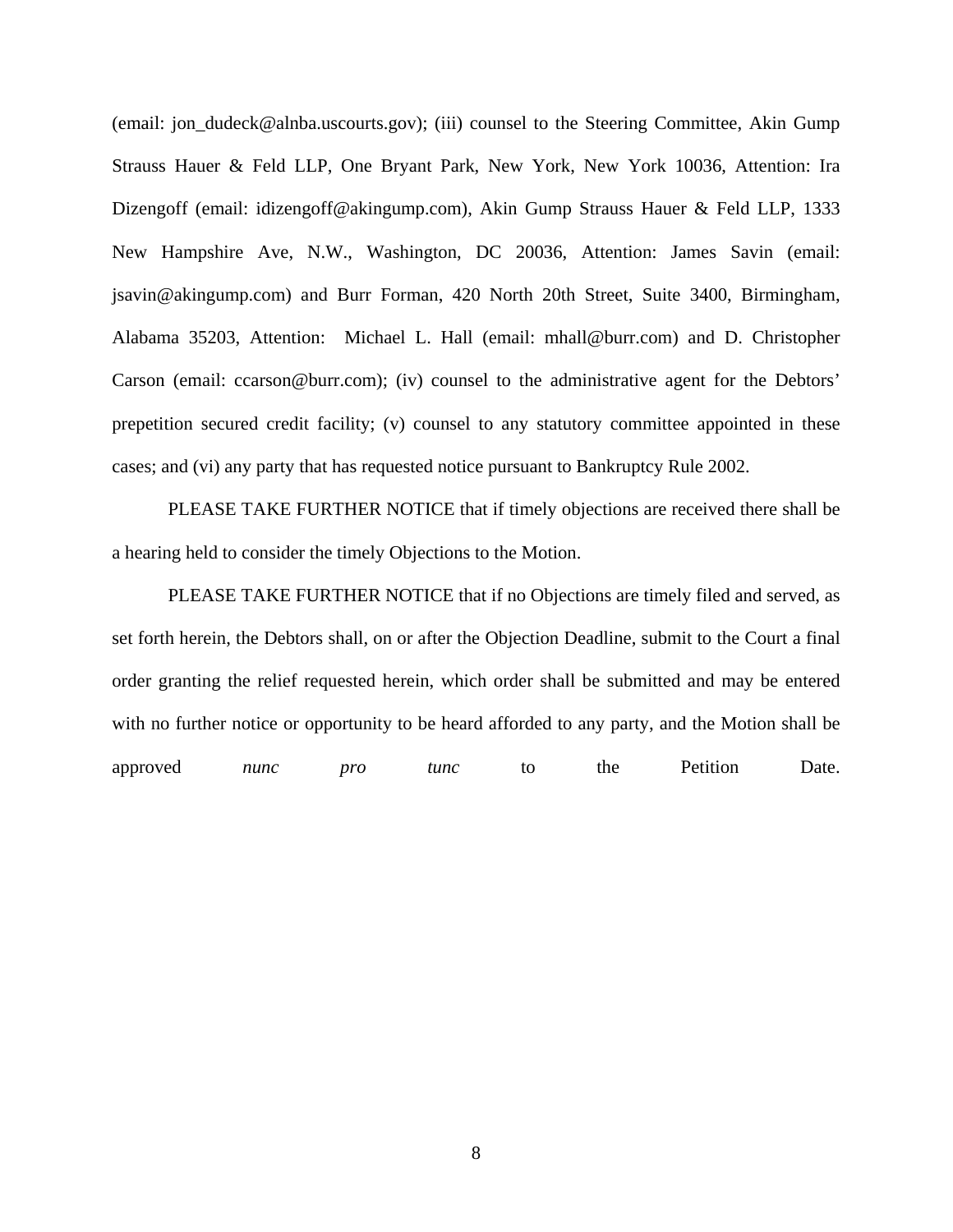(email: jon_dudeck@alnba.uscourts.gov); (iii) counsel to the Steering Committee, Akin Gump Strauss Hauer & Feld LLP, One Bryant Park, New York, New York 10036, Attention: Ira Dizengoff (email: idizengoff@akingump.com), Akin Gump Strauss Hauer & Feld LLP, 1333 New Hampshire Ave, N.W., Washington, DC 20036, Attention: James Savin (email: jsavin@akingump.com) and Burr Forman, 420 North 20th Street, Suite 3400, Birmingham, Alabama 35203, Attention: Michael L. Hall (email: mhall@burr.com) and D. Christopher Carson (email: ccarson@burr.com); (iv) counsel to the administrative agent for the Debtors' prepetition secured credit facility; (v) counsel to any statutory committee appointed in these cases; and (vi) any party that has requested notice pursuant to Bankruptcy Rule 2002.

PLEASE TAKE FURTHER NOTICE that if timely objections are received there shall be a hearing held to consider the timely Objections to the Motion.

PLEASE TAKE FURTHER NOTICE that if no Objections are timely filed and served, as set forth herein, the Debtors shall, on or after the Objection Deadline, submit to the Court a final order granting the relief requested herein, which order shall be submitted and may be entered with no further notice or opportunity to be heard afforded to any party, and the Motion shall be approved *nunc pro tunc* to the Petition Date.